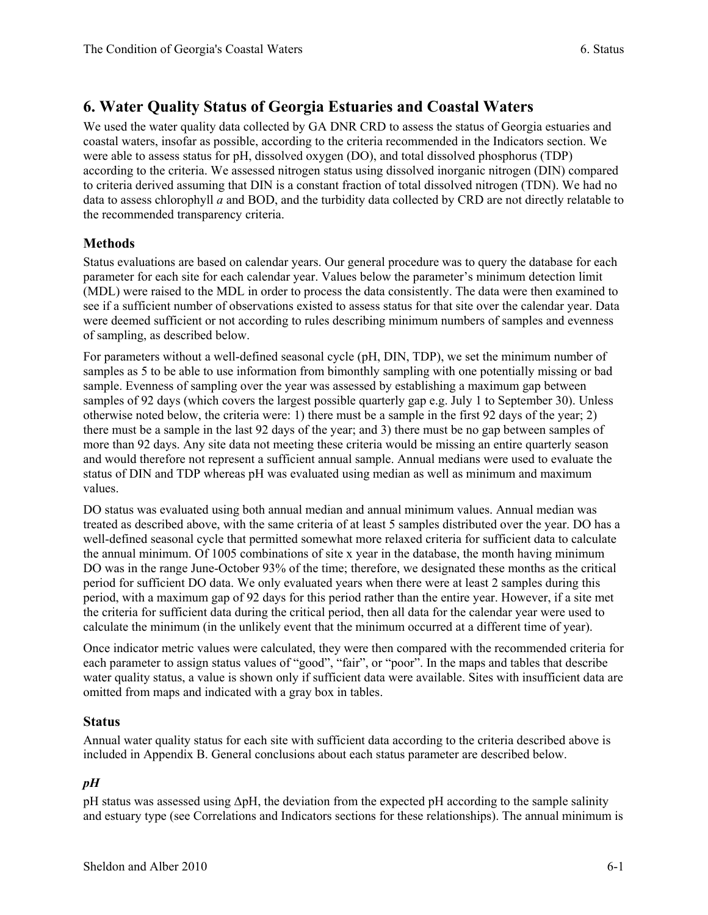# 6. Water Quality Status of Georgia Estuaries and Coastal Waters

We used the water quality data collected by GA DNR CRD to assess the status of Georgia estuaries and coastal waters, insofar as possible, according to the criteria recommended in the Indicators section. We were able to assess status for pH, dissolved oxygen (DO), and total dissolved phosphorus (TDP) according to the criteria. We assessed nitrogen status using dissolved inorganic nitrogen (DIN) compared to criteria derived assuming that DIN is a constant fraction of total dissolved nitrogen (TDN). We had no data to assess chlorophyll *a* and BOD, and the turbidity data collected by CRD are not directly relatable to the recommended transparency criteria.

## Methods

Status evaluations are based on calendar years. Our general procedure was to query the database for each parameter for each site for each calendar year. Values below the parameter's minimum detection limit (MDL) were raised to the MDL in order to process the data consistently. The data were then examined to see if a sufficient number of observations existed to assess status for that site over the calendar year. Data were deemed sufficient or not according to rules describing minimum numbers of samples and evenness of sampling, as described below.

For parameters without a well-defined seasonal cycle (pH, DIN, TDP), we set the minimum number of samples as 5 to be able to use information from bimonthly sampling with one potentially missing or bad sample. Evenness of sampling over the year was assessed by establishing a maximum gap between samples of 92 days (which covers the largest possible quarterly gap e.g. July 1 to September 30). Unless otherwise noted below, the criteria were: 1) there must be a sample in the first 92 days of the year; 2) there must be a sample in the last 92 days of the year; and 3) there must be no gap between samples of more than 92 days. Any site data not meeting these criteria would be missing an entire quarterly season and would therefore not represent a sufficient annual sample. Annual medians were used to evaluate the status of DIN and TDP whereas pH was evaluated using median as well as minimum and maximum values.

DO status was evaluated using both annual median and annual minimum values. Annual median was treated as described above, with the same criteria of at least 5 samples distributed over the year. DO has a well-defined seasonal cycle that permitted somewhat more relaxed criteria for sufficient data to calculate the annual minimum. Of 1005 combinations of site x year in the database, the month having minimum DO was in the range June-October 93% of the time; therefore, we designated these months as the critical period for sufficient DO data. We only evaluated years when there were at least 2 samples during this period, with a maximum gap of 92 days for this period rather than the entire year. However, if a site met the criteria for sufficient data during the critical period, then all data for the calendar year were used to calculate the minimum (in the unlikely event that the minimum occurred at a different time of year).

Once indicator metric values were calculated, they were then compared with the recommended criteria for each parameter to assign status values of "good", "fair", or "poor". In the maps and tables that describe water quality status, a value is shown only if sufficient data were available. Sites with insufficient data are omitted from maps and indicated with a gray box in tables.

## Status

Annual water quality status for each site with sufficient data according to the criteria described above is included in Appendix B. General conclusions about each status parameter are described below.

### *pH*

pH status was assessed using $\Delta$pH, the deviation from the expected pH according to the sample salinity and estuary type (see Correlations and Indicators sections for these relationships). The annual minimum is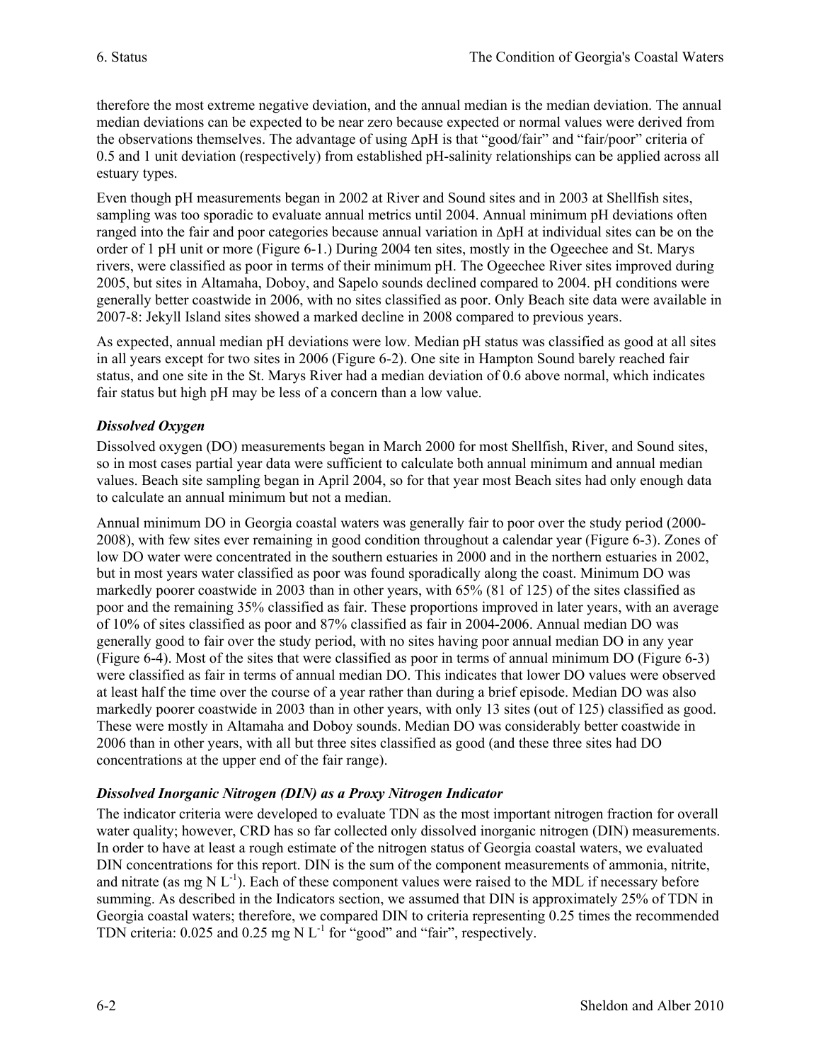therefore the most extreme negative deviation, and the annual median is the median deviation. The annual median deviations can be expected to be near zero because expected or normal values were derived from the observations themselves. The advantage of using ΔpH is that "good/fair" and "fair/poor" criteria of 0.5 and 1 unit deviation (respectively) from established pH-salinity relationships can be applied across all estuary types.

Even though pH measurements began in 2002 at River and Sound sites and in 2003 at Shellfish sites, sampling was too sporadic to evaluate annual metrics until 2004. Annual minimum pH deviations often ranged into the fair and poor categories because annual variation in ΔpH at individual sites can be on the order of 1 pH unit or more (Figure 6-1.) During 2004 ten sites, mostly in the Ogeechee and St. Marys rivers, were classified as poor in terms of their minimum pH. The Ogeechee River sites improved during 2005, but sites in Altamaha, Doboy, and Sapelo sounds declined compared to 2004. pH conditions were generally better coastwide in 2006, with no sites classified as poor. Only Beach site data were available in 2007-8: Jekyll Island sites showed a marked decline in 2008 compared to previous years.

As expected, annual median pH deviations were low. Median pH status was classified as good at all sites in all years except for two sites in 2006 (Figure 6-2). One site in Hampton Sound barely reached fair status, and one site in the St. Marys River had a median deviation of 0.6 above normal, which indicates fair status but high pH may be less of a concern than a low value.

### *Dissolved Oxygen*

Dissolved oxygen (DO) measurements began in March 2000 for most Shellfish, River, and Sound sites, so in most cases partial year data were sufficient to calculate both annual minimum and annual median values. Beach site sampling began in April 2004, so for that year most Beach sites had only enough data to calculate an annual minimum but not a median.

Annual minimum DO in Georgia coastal waters was generally fair to poor over the study period (2000-2008), with few sites ever remaining in good condition throughout a calendar year (Figure 6-3). Zones of low DO water were concentrated in the southern estuaries in 2000 and in the northern estuaries in 2002, but in most years water classified as poor was found sporadically along the coast. Minimum DO was markedly poorer coastwide in 2003 than in other years, with 65% (81 of 125) of the sites classified as poor and the remaining 35% classified as fair. These proportions improved in later years, with an average of 10% of sites classified as poor and 87% classified as fair in 2004-2006. Annual median DO was generally good to fair over the study period, with no sites having poor annual median DO in any year (Figure 6-4). Most of the sites that were classified as poor in terms of annual minimum DO (Figure 6-3) were classified as fair in terms of annual median DO. This indicates that lower DO values were observed at least half the time over the course of a year rather than during a brief episode. Median DO was also markedly poorer coastwide in 2003 than in other years, with only 13 sites (out of 125) classified as good. These were mostly in Altamaha and Doboy sounds. Median DO was considerably better coastwide in 2006 than in other years, with all but three sites classified as good (and these three sites had DO concentrations at the upper end of the fair range).

### *Dissolved Inorganic Nitrogen (DIN) as a Proxy Nitrogen Indicator*

The indicator criteria were developed to evaluate TDN as the most important nitrogen fraction for overall water quality; however, CRD has so far collected only dissolved inorganic nitrogen (DIN) measurements. In order to have at least a rough estimate of the nitrogen status of Georgia coastal waters, we evaluated DIN concentrations for this report. DIN is the sum of the component measurements of ammonia, nitrite, and nitrate (as mg N $L^{-1}$). Each of these component values were raised to the MDL if necessary before summing. As described in the Indicators section, we assumed that DIN is approximately 25% of TDN in Georgia coastal waters; therefore, we compared DIN to criteria representing 0.25 times the recommended TDN criteria: 0.025 and 0.25 mg N $L^{-1}$ for "good" and "fair", respectively.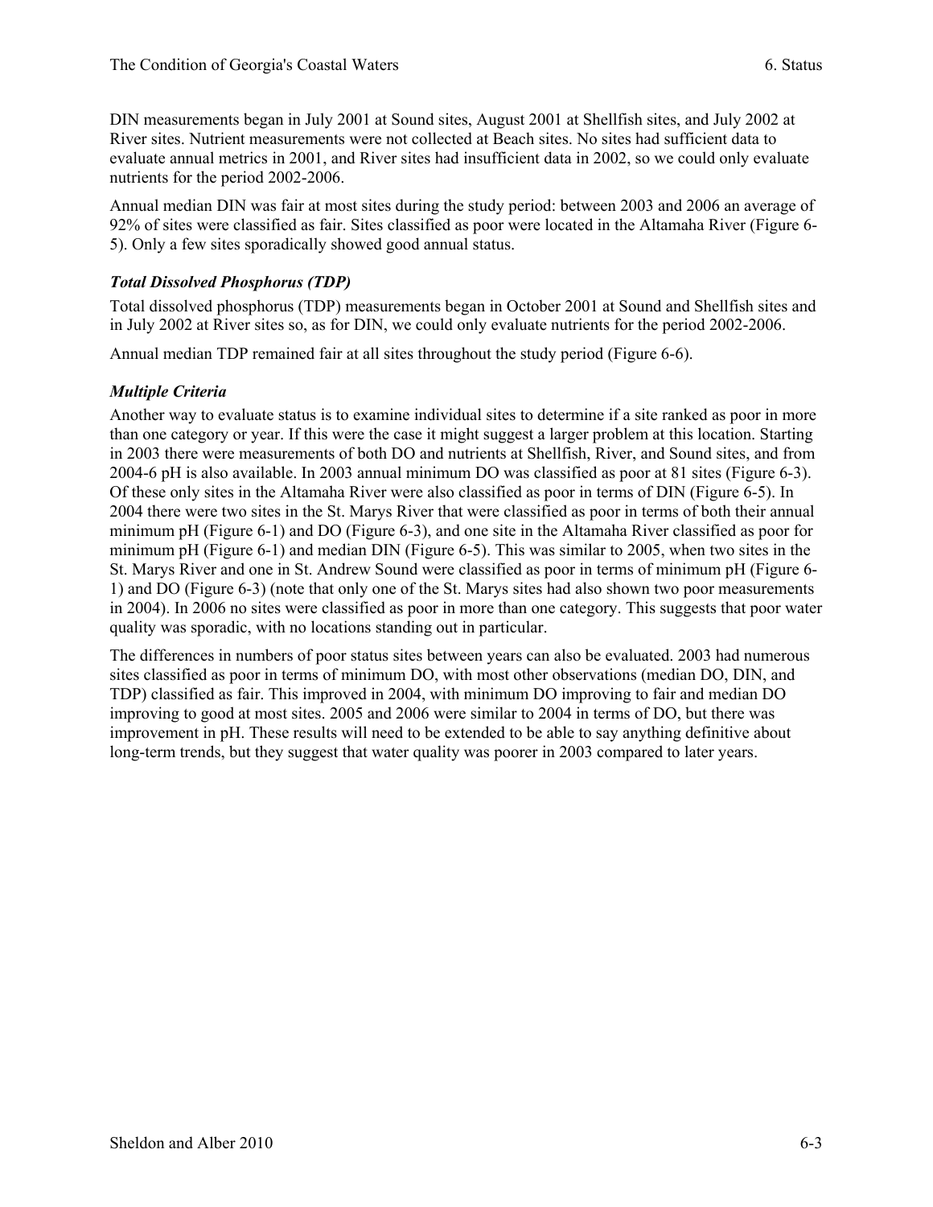DIN measurements began in July 2001 at Sound sites, August 2001 at Shellfish sites, and July 2002 at River sites. Nutrient measurements were not collected at Beach sites. No sites had sufficient data to evaluate annual metrics in 2001, and River sites had insufficient data in 2002, so we could only evaluate nutrients for the period 2002-2006.

Annual median DIN was fair at most sites during the study period: between 2003 and 2006 an average of 92% of sites were classified as fair. Sites classified as poor were located in the Altamaha River (Figure 6-5). Only a few sites sporadically showed good annual status.

### *Total Dissolved Phosphorus (TDP)*

Total dissolved phosphorus (TDP) measurements began in October 2001 at Sound and Shellfish sites and in July 2002 at River sites so, as for DIN, we could only evaluate nutrients for the period 2002-2006.

Annual median TDP remained fair at all sites throughout the study period (Figure 6-6).

### *Multiple Criteria*

Another way to evaluate status is to examine individual sites to determine if a site ranked as poor in more than one category or year. If this were the case it might suggest a larger problem at this location. Starting in 2003 there were measurements of both DO and nutrients at Shellfish, River, and Sound sites, and from 2004-6 pH is also available. In 2003 annual minimum DO was classified as poor at 81 sites (Figure 6-3). Of these only sites in the Altamaha River were also classified as poor in terms of DIN (Figure 6-5). In 2004 there were two sites in the St. Marys River that were classified as poor in terms of both their annual minimum pH (Figure 6-1) and DO (Figure 6-3), and one site in the Altamaha River classified as poor for minimum pH (Figure 6-1) and median DIN (Figure 6-5). This was similar to 2005, when two sites in the St. Marys River and one in St. Andrew Sound were classified as poor in terms of minimum pH (Figure 6-1) and DO (Figure 6-3) (note that only one of the St. Marys sites had also shown two poor measurements in 2004). In 2006 no sites were classified as poor in more than one category. This suggests that poor water quality was sporadic, with no locations standing out in particular.

The differences in numbers of poor status sites between years can also be evaluated. 2003 had numerous sites classified as poor in terms of minimum DO, with most other observations (median DO, DIN, and TDP) classified as fair. This improved in 2004, with minimum DO improving to fair and median DO improving to good at most sites. 2005 and 2006 were similar to 2004 in terms of DO, but there was improvement in pH. These results will need to be extended to be able to say anything definitive about long-term trends, but they suggest that water quality was poorer in 2003 compared to later years.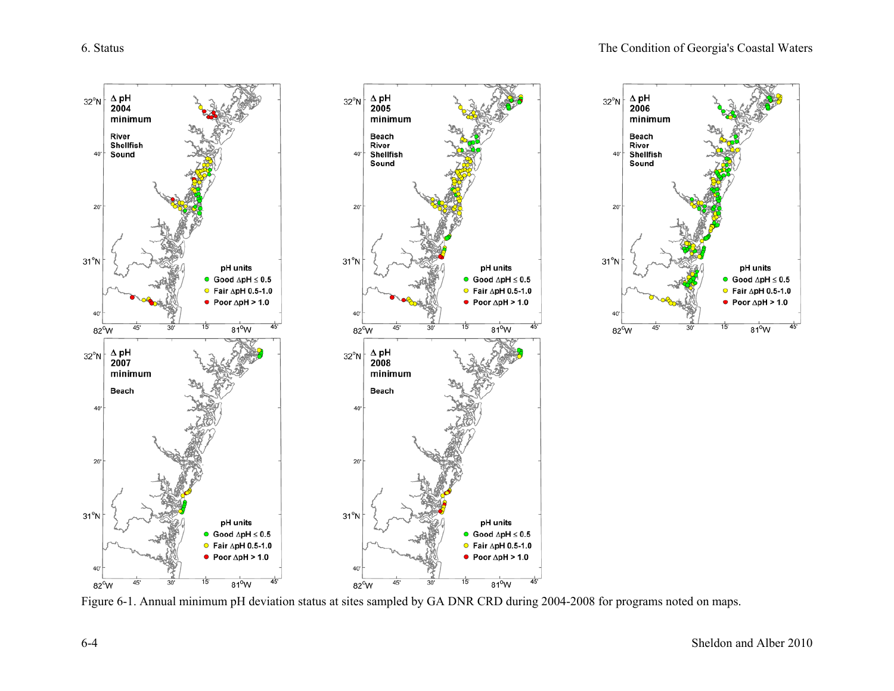Figure 6-1. Annual minimum pH deviation status at sites sampled by GA DNR CRD during 2004-2008 for programs noted on maps.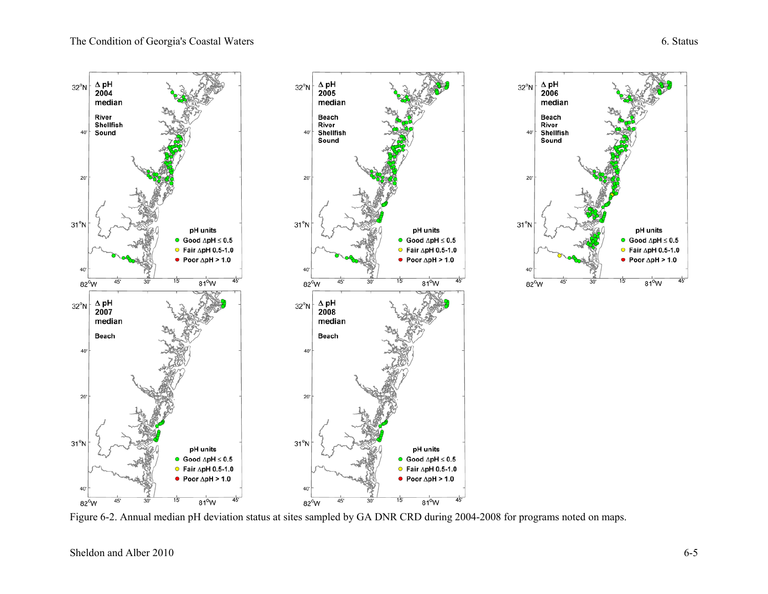Figure 6-2. Annual median pH deviation status at sites sampled by GA DNR CRD during 2004-2008 for programs noted on maps.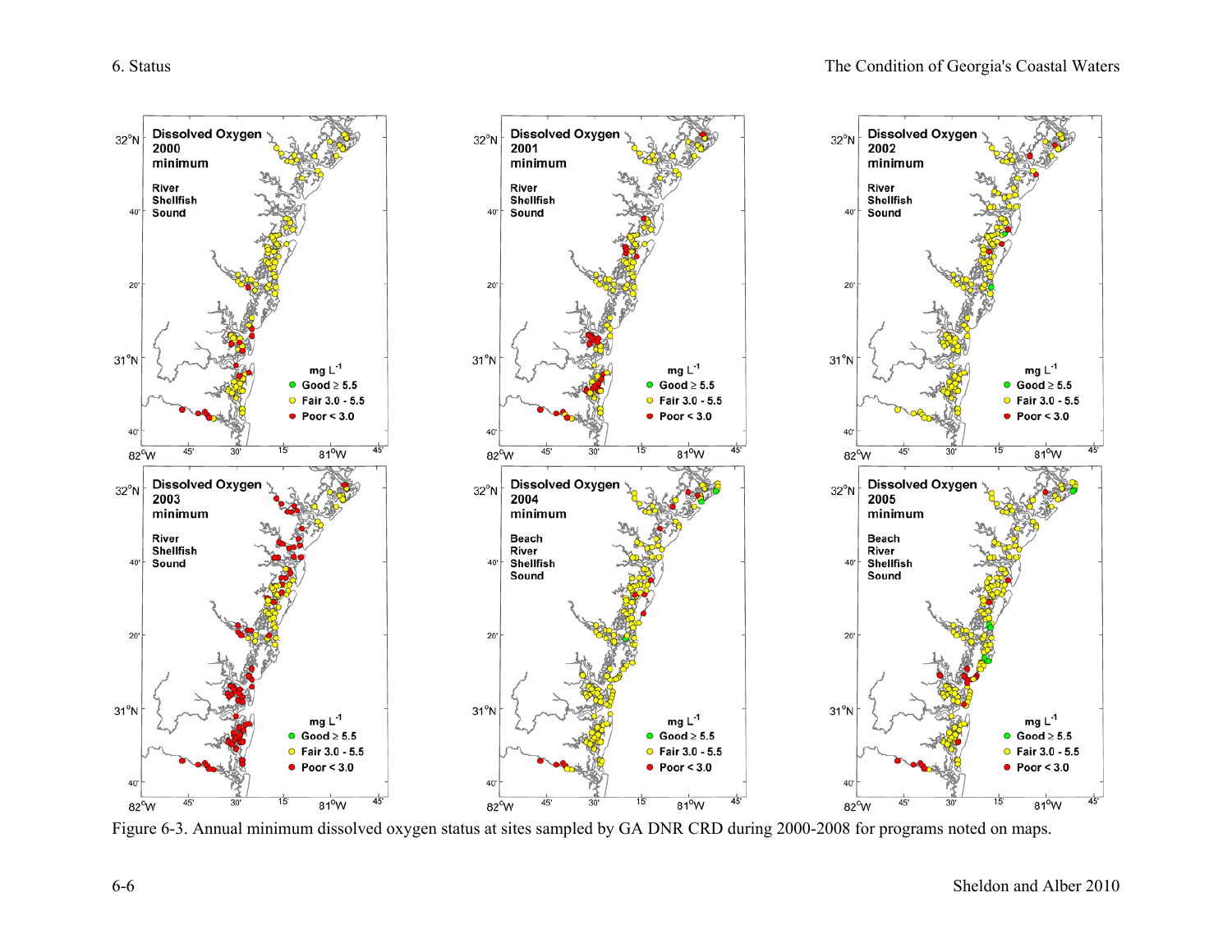Figure 6-3. Annual minimum dissolved oxygen status at sites sampled by GA DNR CRD during 2000-2008 for programs noted on maps.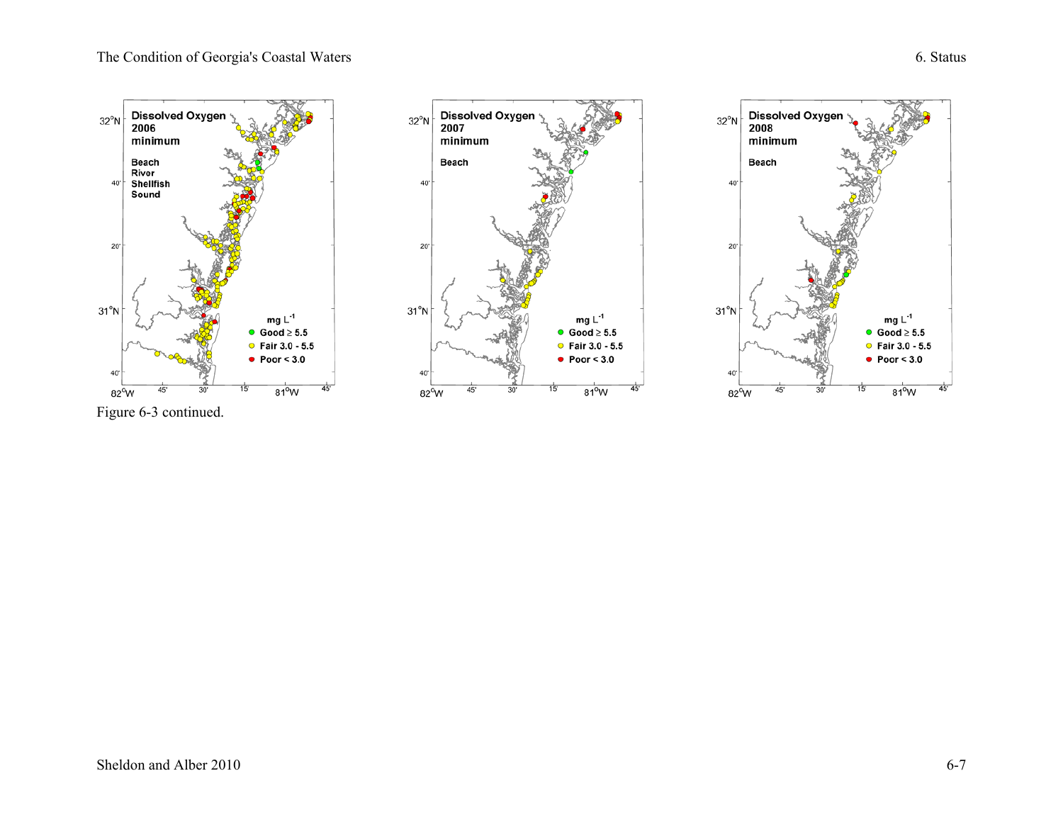Figure 6-3 continued.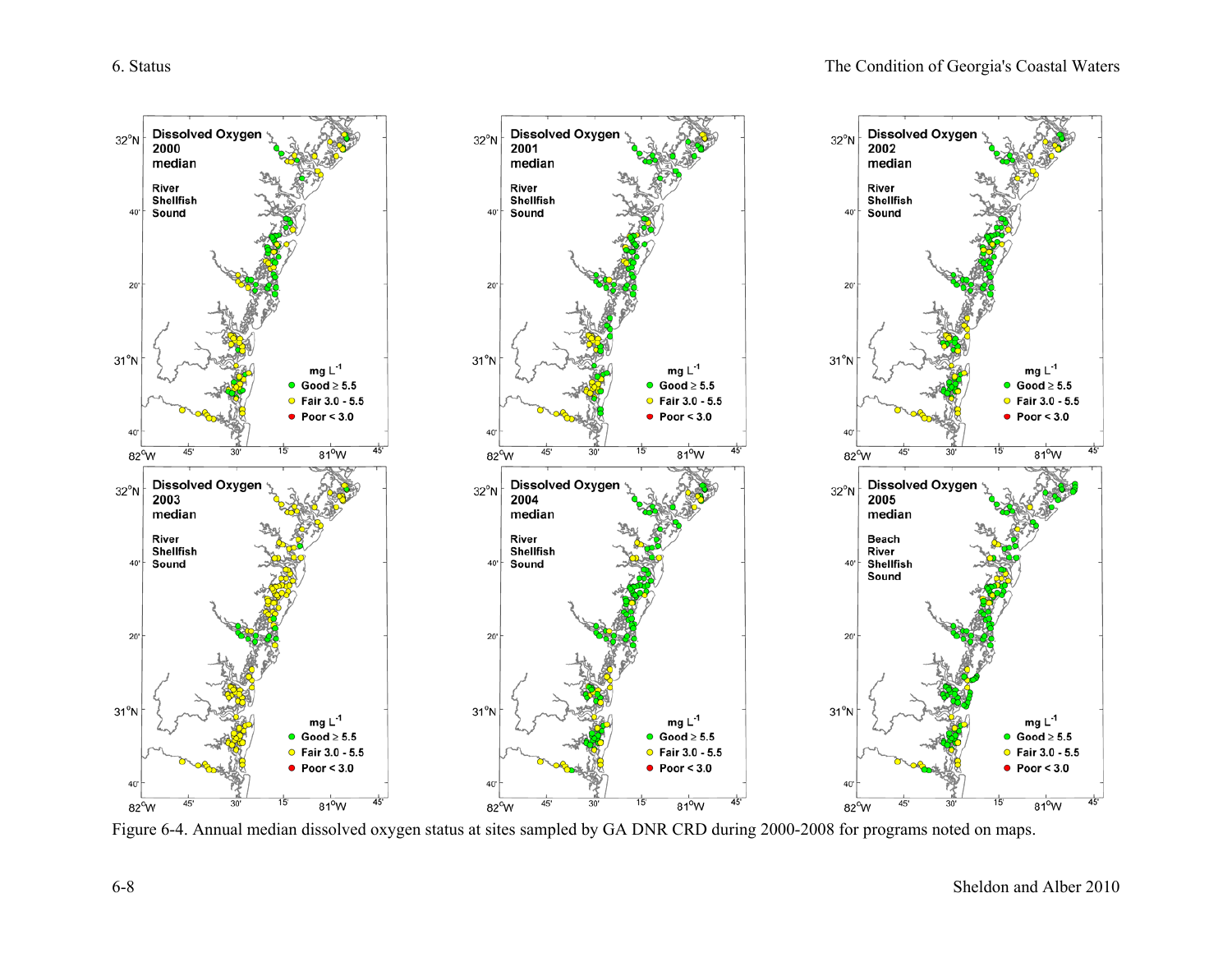Figure 6-4. Annual median dissolved oxygen status at sites sampled by GA DNR CRD during 2000-2008 for programs noted on maps.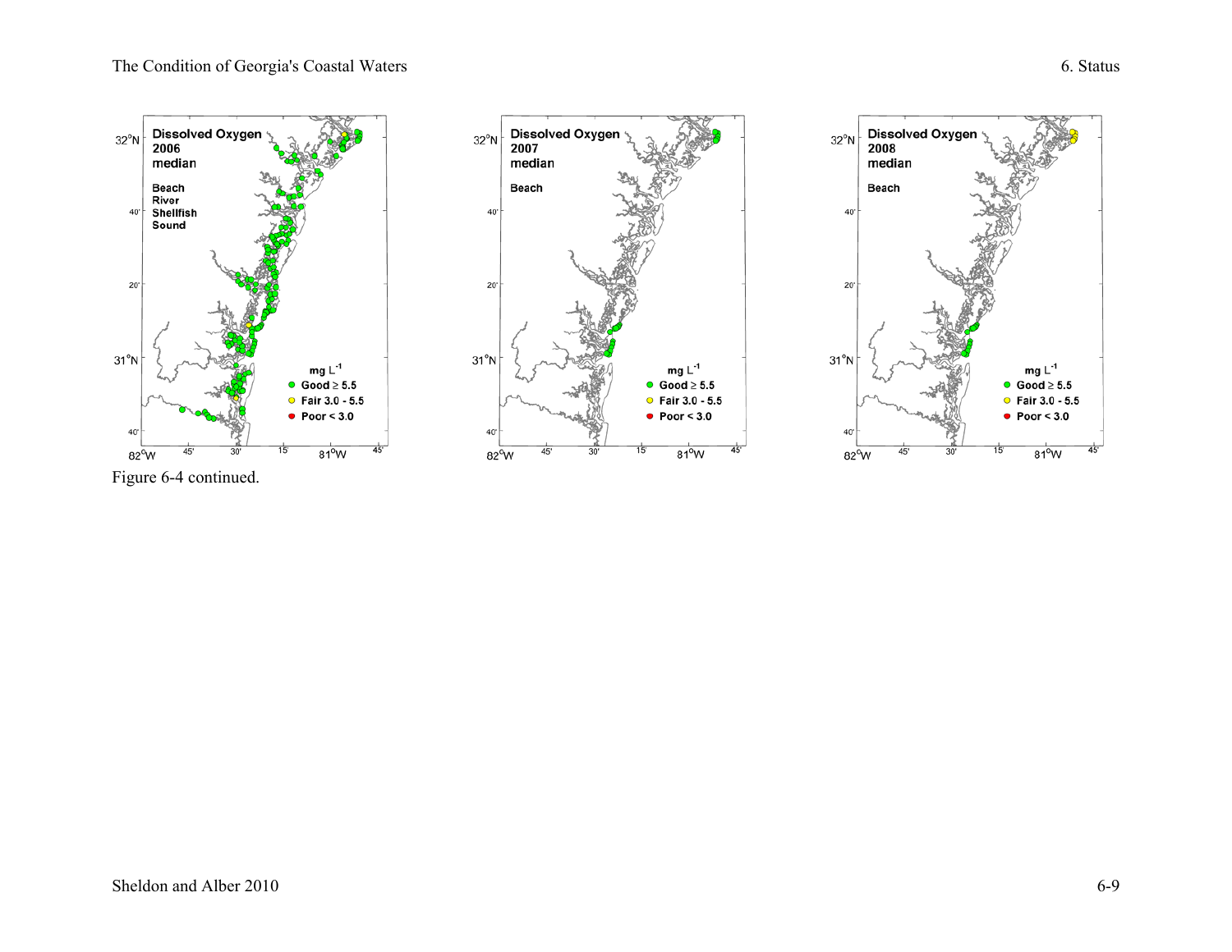Figure 6-4 continued.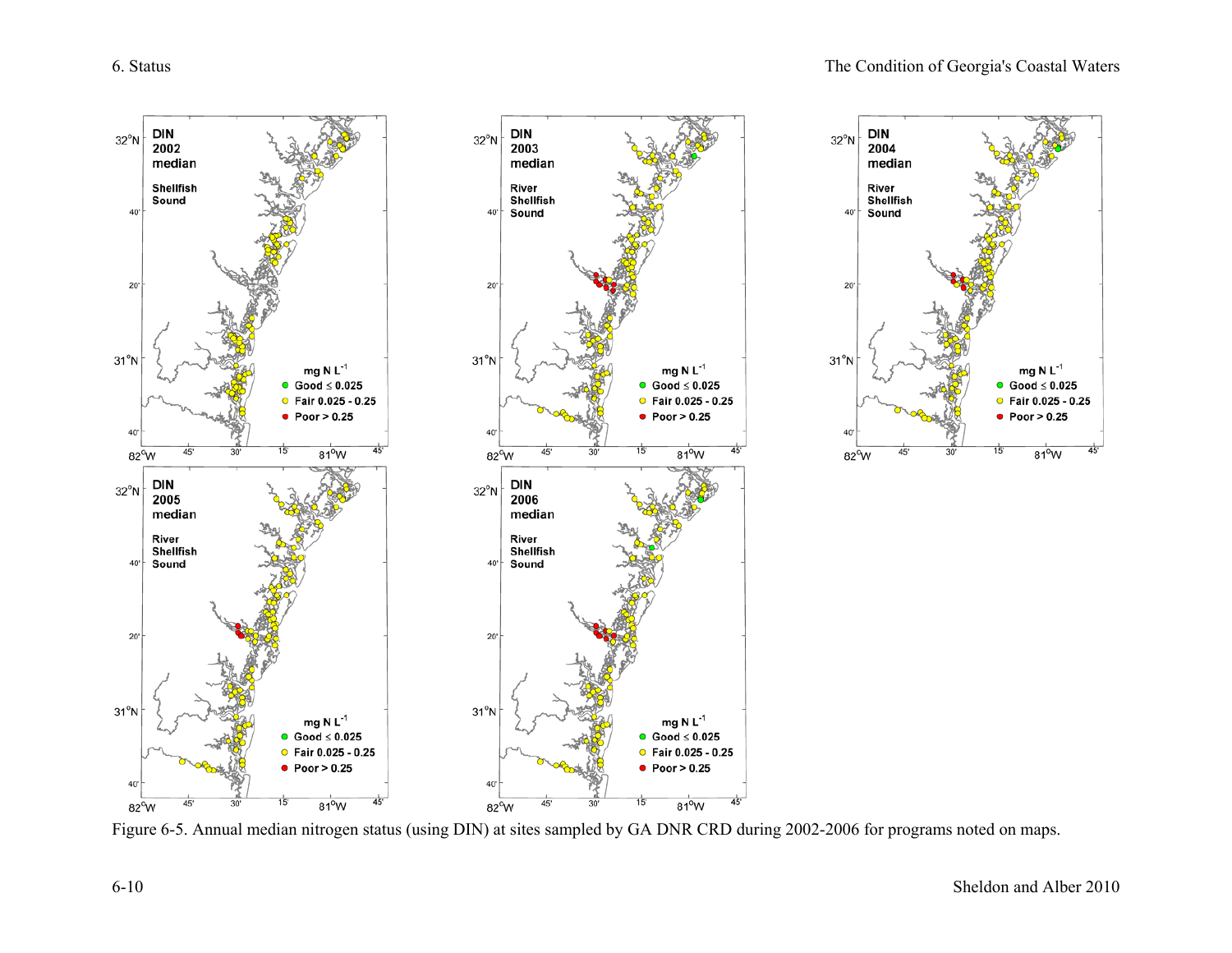Figure 6-5. Annual median nitrogen status (using DIN) at sites sampled by GA DNR CRD during 2002-2006 for programs noted on maps.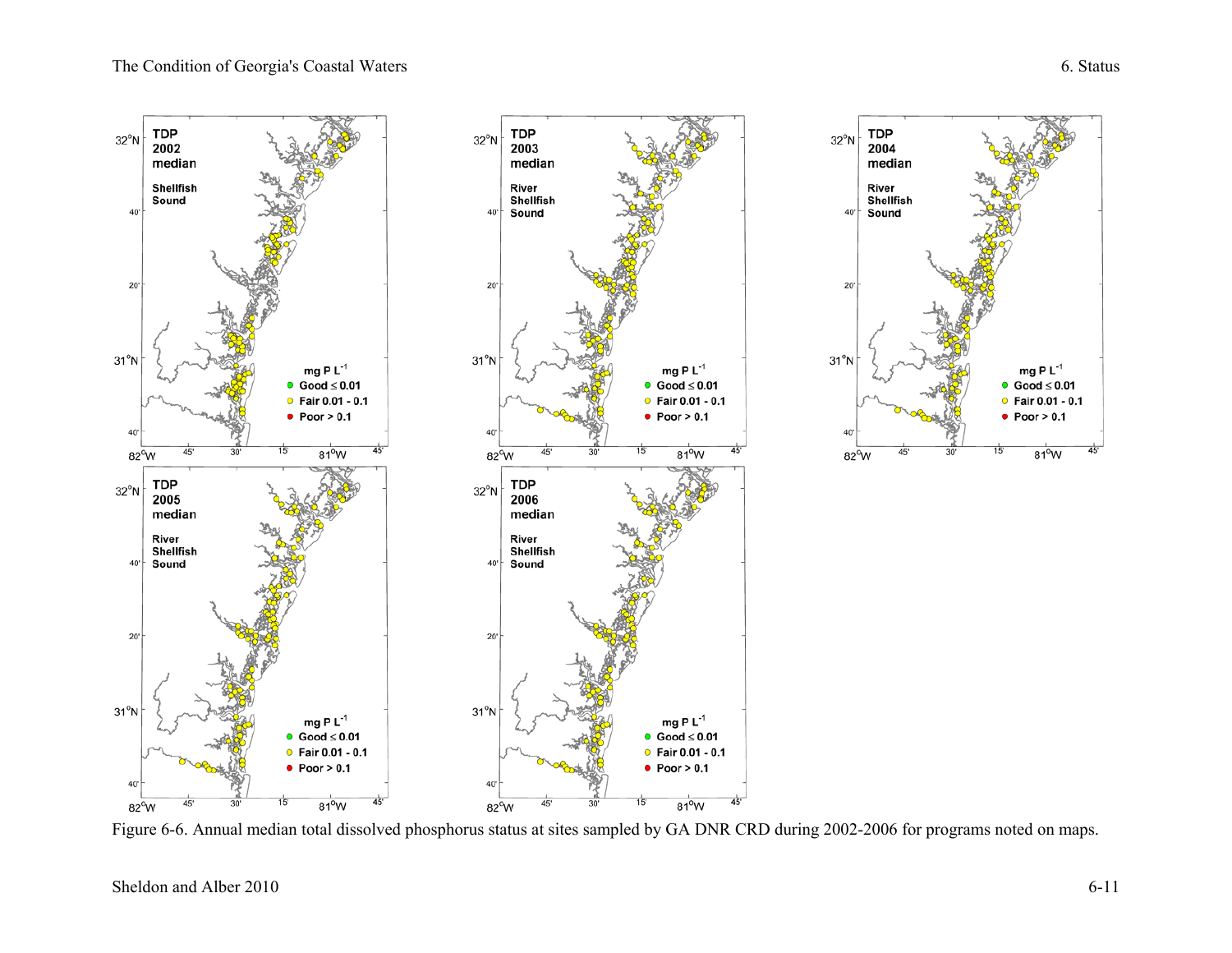TDP
2002
median

Shellfish
Sound

mg P L$^{-1}$
Good ≤ 0.01
Fair 0.01 - 0.1
Poor > 0.1

TDP
2003
median

River
Shellfish
Sound

mg P L$^{-1}$
Good ≤ 0.01
Fair 0.01 - 0.1
Poor > 0.1

TDP
2004
median

River
Shellfish
Sound

mg P L$^{-1}$
Good ≤ 0.01
Fair 0.01 - 0.1
Poor > 0.1

TDP
2005
median

River
Shellfish
Sound

mg P L$^{-1}$
Good ≤ 0.01
Fair 0.01 - 0.1
Poor > 0.1

TDP
2006
median

River
Shellfish
Sound

mg P L$^{-1}$
Good ≤ 0.01
Fair 0.01 - 0.1
Poor > 0.1

Figure 6-6. Annual median total dissolved phosphorus status at sites sampled by GA DNR CRD during 2002-2006 for programs noted on maps.